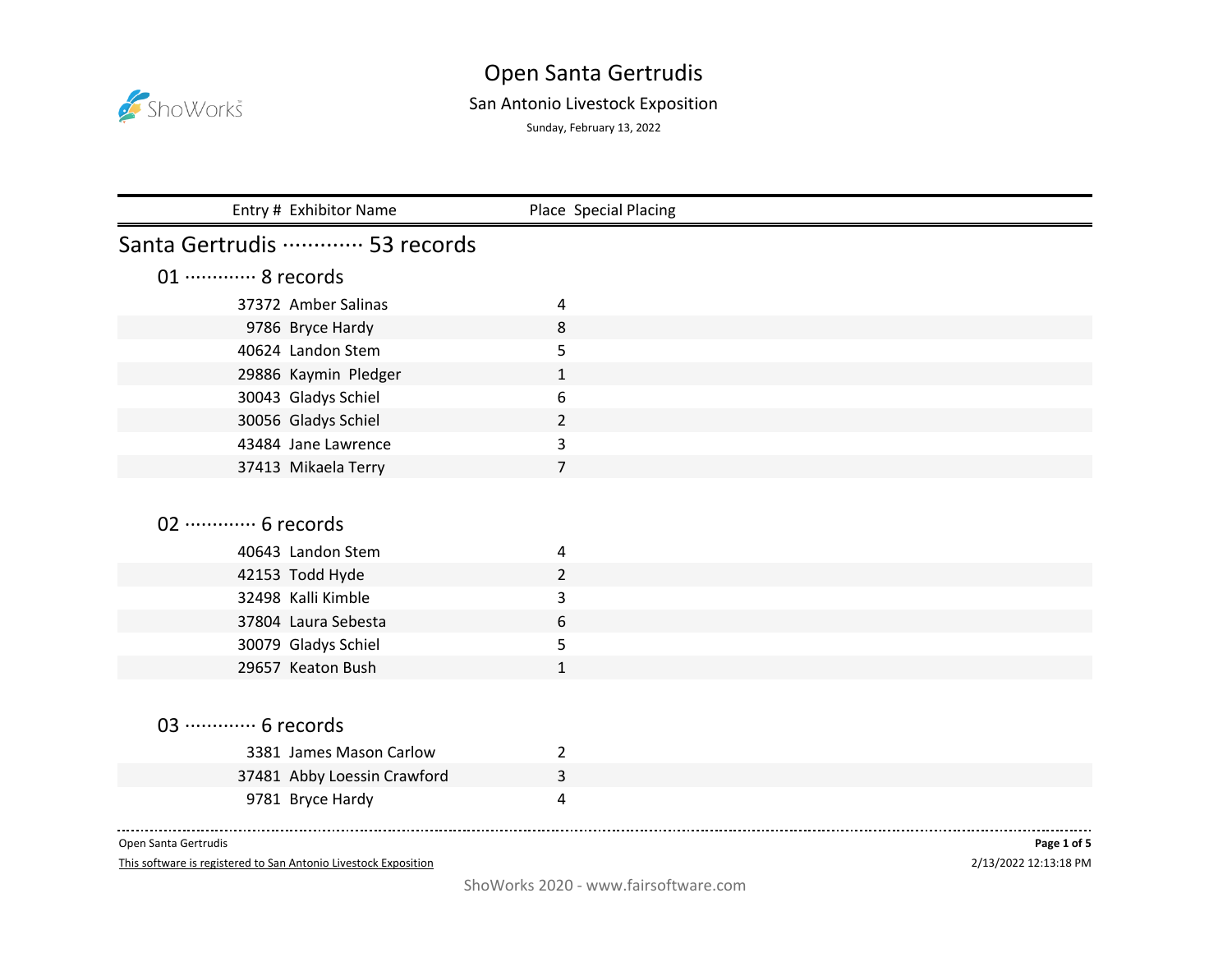# Open Santa Gertrudis

## San Antonio Livestock Exposition

Sunday, February 13, 2022

## Santa Gertrudis ············· 53 records

### 01 ············· 8 records

| Entry # | Exhibitor Name | Place | Special Placing |
|---|---|---|---|
| 37372 | Amber Salinas | 4 | |
| 9786 | Bryce Hardy | 8 | |
| 40624 | Landon Stem | 5 | |
| 29886 | Kaymin Pledger | 1 | |
| 30043 | Gladys Schiel | 6 | |
| 30056 | Gladys Schiel | 2 | |
| 43484 | Jane Lawrence | 3 | |
| 37413 | Mikaela Terry | 7 | |

### 02 ············· 6 records

| Entry # | Exhibitor Name | Place | Special Placing |
|---|---|---|---|
| 40643 | Landon Stem | 4 | |
| 42153 | Todd Hyde | 2 | |
| 32498 | Kalli Kimble | 3 | |
| 37804 | Laura Sebesta | 6 | |
| 30079 | Gladys Schiel | 5 | |
| 29657 | Keaton Bush | 1 | |

### 03 ············· 6 records

| Entry # | Exhibitor Name | Place | Special Placing |
|---|---|---|---|
| 3381 | James Mason Carlow | 2 | |
| 37481 | Abby Loessin Crawford | 3 | |
| 9781 | Bryce Hardy | 4 | |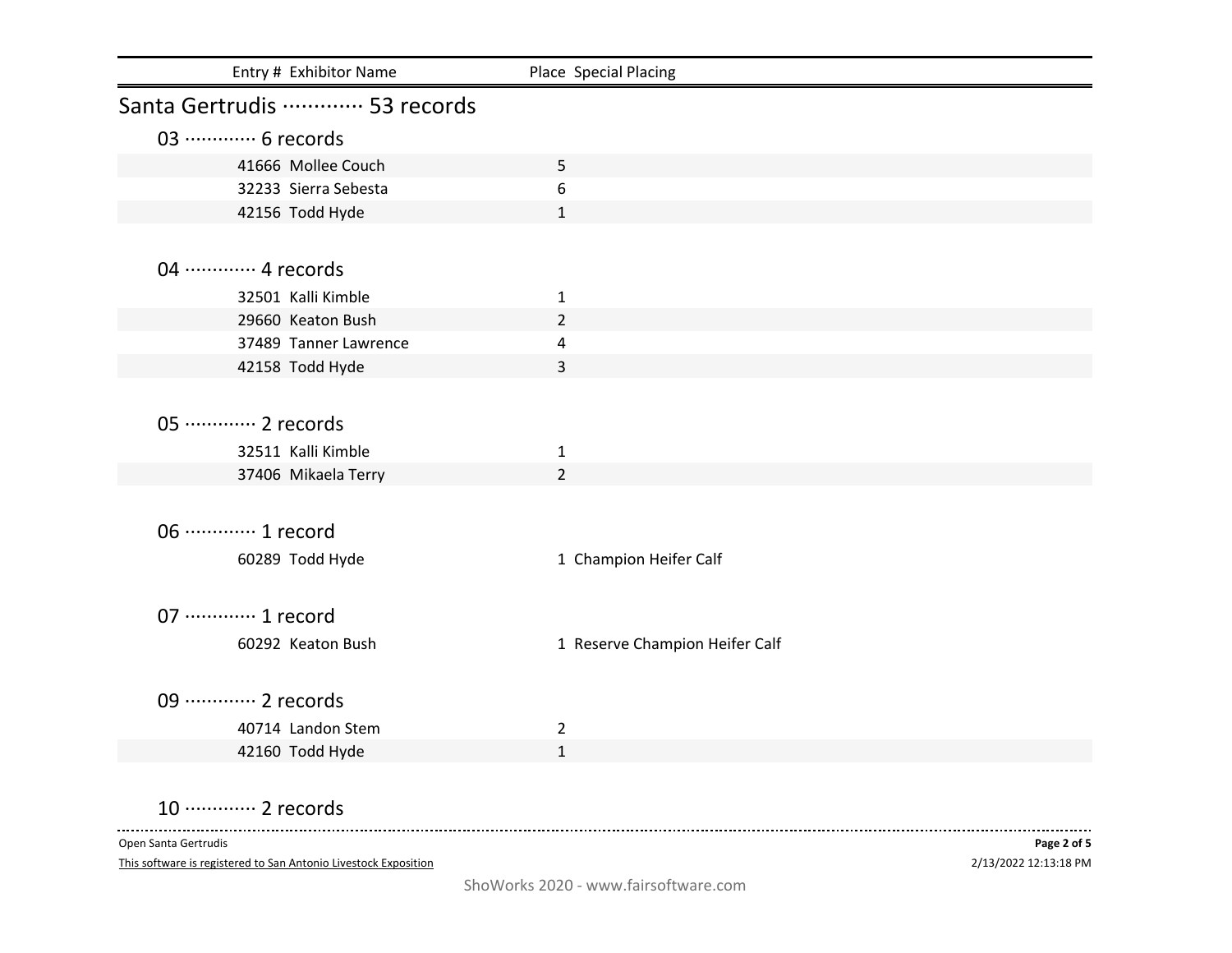| Entry # | Exhibitor Name | Place | Special Placing |
|---|---|---|---|

## Santa Gertrudis ············· 53 records

### 03 ············· 6 records

| Entry # | Exhibitor Name | Place | Special Placing |
|---|---|---|---|
| 41666 | Mollee Couch | 5 | |
| 32233 | Sierra Sebesta | 6 | |
| 42156 | Todd Hyde | 1 | |

### 04 ············· 4 records

| Entry # | Exhibitor Name | Place | Special Placing |
|---|---|---|---|
| 32501 | Kalli Kimble | 1 | |
| 29660 | Keaton Bush | 2 | |
| 37489 | Tanner Lawrence | 4 | |
| 42158 | Todd Hyde | 3 | |

### 05 ············· 2 records

| Entry # | Exhibitor Name | Place | Special Placing |
|---|---|---|---|
| 32511 | Kalli Kimble | 1 | |
| 37406 | Mikaela Terry | 2 | |

### 06 ············· 1 record

| Entry # | Exhibitor Name | Place | Special Placing |
|---|---|---|---|
| 60289 | Todd Hyde | 1 | Champion Heifer Calf |

### 07 ············· 1 record

| Entry # | Exhibitor Name | Place | Special Placing |
|---|---|---|---|
| 60292 | Keaton Bush | 1 | Reserve Champion Heifer Calf |

### 09 ············· 2 records

| Entry # | Exhibitor Name | Place | Special Placing |
|---|---|---|---|
| 40714 | Landon Stem | 2 | |
| 42160 | Todd Hyde | 1 | |

### 10 ············· 2 records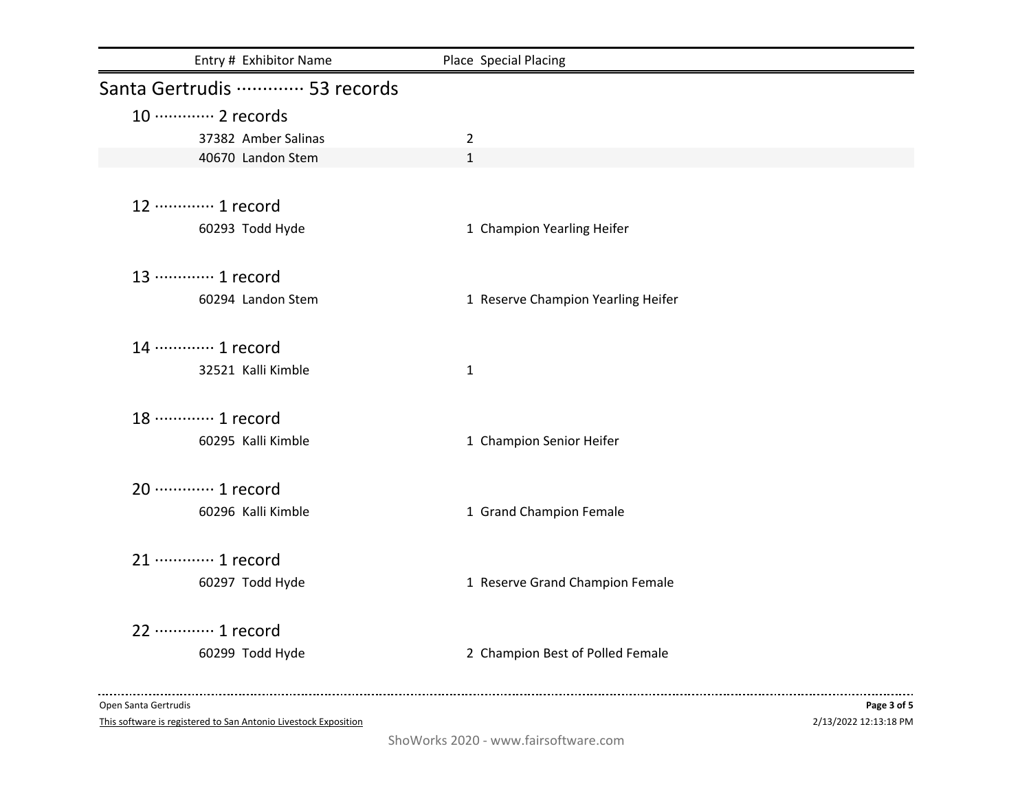| Entry # | Exhibitor Name | Place | Special Placing |
|---|---|---|---|

## Santa Gertrudis ············· 53 records

### 10 ············· 2 records

| Entry # | Exhibitor Name | Place | Special Placing |
|---|---|---|---|
| 37382 | Amber Salinas | 2 | |
| 40670 | Landon Stem | 1 | |

### 12 ············· 1 record

| Entry # | Exhibitor Name | Place | Special Placing |
|---|---|---|---|
| 60293 | Todd Hyde | 1 | Champion Yearling Heifer |

### 13 ············· 1 record

| Entry # | Exhibitor Name | Place | Special Placing |
|---|---|---|---|
| 60294 | Landon Stem | 1 | Reserve Champion Yearling Heifer |

### 14 ············· 1 record

| Entry # | Exhibitor Name | Place | Special Placing |
|---|---|---|---|
| 32521 | Kalli Kimble | 1 | |

### 18 ············· 1 record

| Entry # | Exhibitor Name | Place | Special Placing |
|---|---|---|---|
| 60295 | Kalli Kimble | 1 | Champion Senior Heifer |

### 20 ············· 1 record

| Entry # | Exhibitor Name | Place | Special Placing |
|---|---|---|---|
| 60296 | Kalli Kimble | 1 | Grand Champion Female |

### 21 ············· 1 record

| Entry # | Exhibitor Name | Place | Special Placing |
|---|---|---|---|
| 60297 | Todd Hyde | 1 | Reserve Grand Champion Female |

### 22 ············· 1 record

| Entry # | Exhibitor Name | Place | Special Placing |
|---|---|---|---|
| 60299 | Todd Hyde | 2 | Champion Best of Polled Female |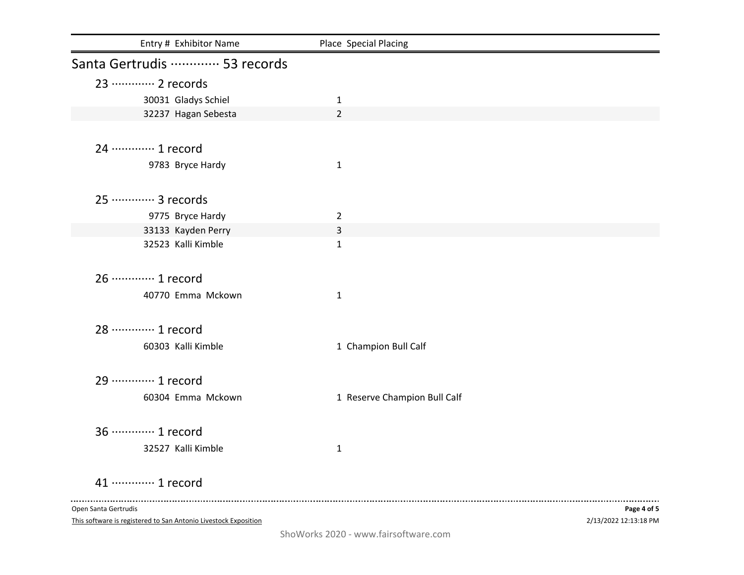| Entry # | Exhibitor Name | Place | Special Placing |
|---|---|---|---|

## Santa Gertrudis ············· 53 records

### 23 ············· 2 records

| Entry # | Exhibitor Name | Place | Special Placing |
|---|---|---|---|
| 30031 | Gladys Schiel | 1 | |
| 32237 | Hagan Sebesta | 2 | |

### 24 ············· 1 record

| Entry # | Exhibitor Name | Place | Special Placing |
|---|---|---|---|
| 9783 | Bryce Hardy | 1 | |

### 25 ············· 3 records

| Entry # | Exhibitor Name | Place | Special Placing |
|---|---|---|---|
| 9775 | Bryce Hardy | 2 | |
| 33133 | Kayden Perry | 3 | |
| 32523 | Kalli Kimble | 1 | |

### 26 ············· 1 record

| Entry # | Exhibitor Name | Place | Special Placing |
|---|---|---|---|
| 40770 | Emma Mckown | 1 | |

### 28 ············· 1 record

| Entry # | Exhibitor Name | Place | Special Placing |
|---|---|---|---|
| 60303 | Kalli Kimble | 1 | Champion Bull Calf |

### 29 ············· 1 record

| Entry # | Exhibitor Name | Place | Special Placing |
|---|---|---|---|
| 60304 | Emma Mckown | 1 | Reserve Champion Bull Calf |

### 36 ············· 1 record

| Entry # | Exhibitor Name | Place | Special Placing |
|---|---|---|---|
| 32527 | Kalli Kimble | 1 | |

### 41 ············· 1 record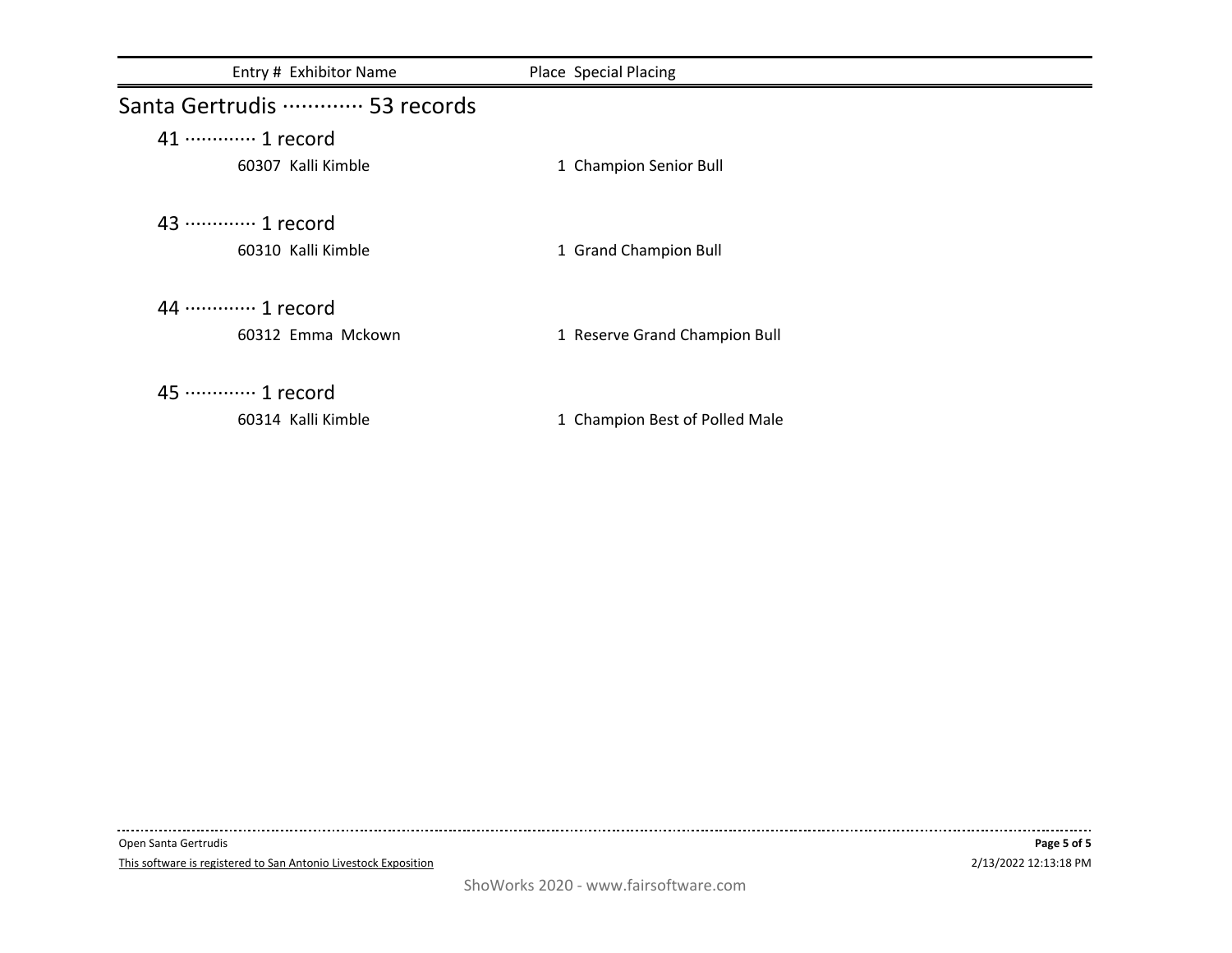| Entry # | Exhibitor Name | Place | Special Placing |
|---|---|---|---|

## Santa Gertrudis ············· 53 records

### 41 ············· 1 record

| Entry # | Exhibitor Name | Place | Special Placing |
|---|---|---|---|
| 60307 | Kalli Kimble | 1 | Champion Senior Bull |

### 43 ············· 1 record

| Entry # | Exhibitor Name | Place | Special Placing |
|---|---|---|---|
| 60310 | Kalli Kimble | 1 | Grand Champion Bull |

### 44 ············· 1 record

| Entry # | Exhibitor Name | Place | Special Placing |
|---|---|---|---|
| 60312 | Emma Mckown | 1 | Reserve Grand Champion Bull |

### 45 ············· 1 record

| Entry # | Exhibitor Name | Place | Special Placing |
|---|---|---|---|
| 60314 | Kalli Kimble | 1 | Champion Best of Polled Male |